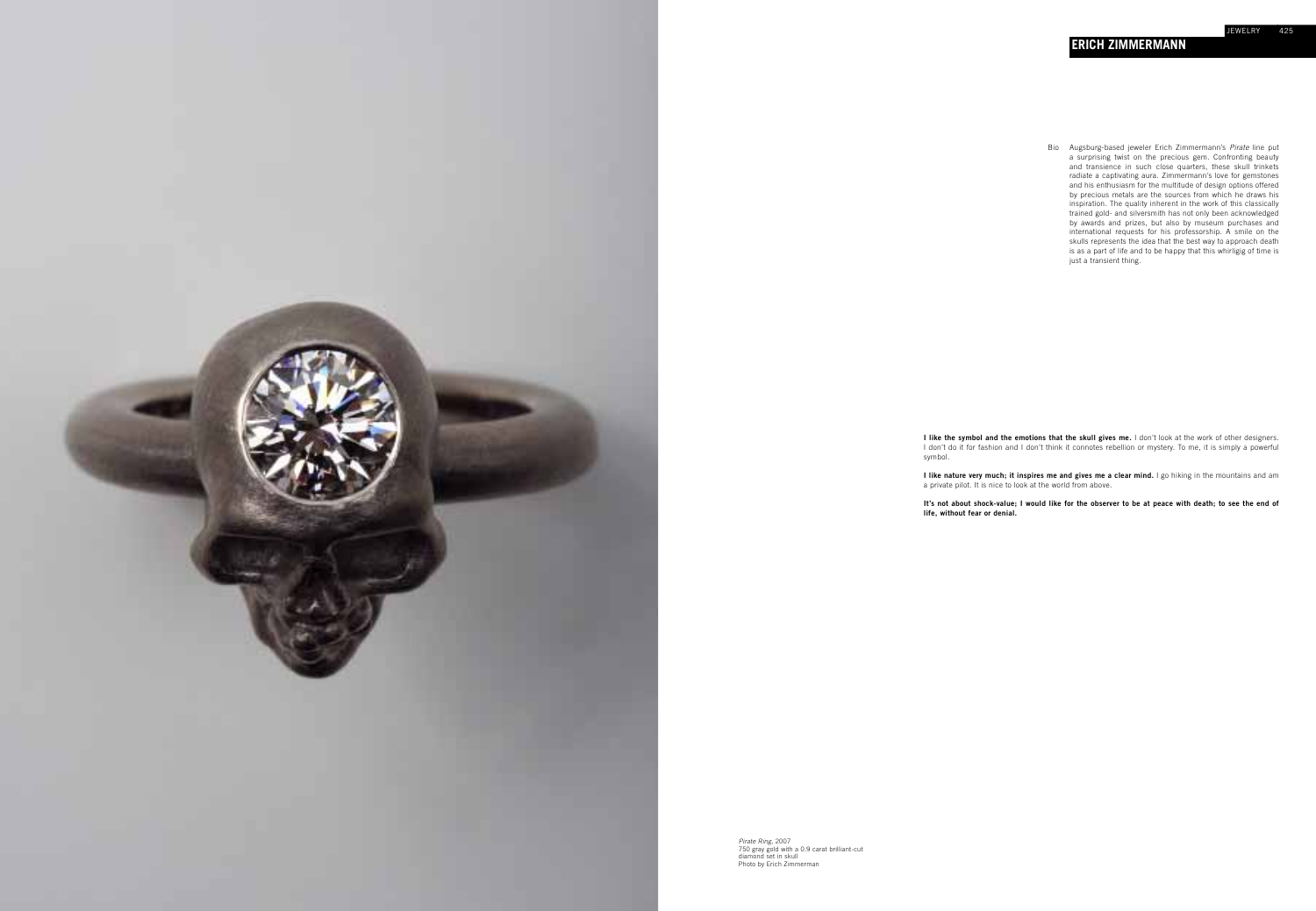# ERICH ZIMMERMANN

Bio Augsburg-based jeweler Erich Zimmermann's *Pirate* line put a surprising twist on the precious gem. Confronting beauty and transience in such close quarters, these skull trinkets radiate a captivating aura. Zimmermann's love for gemstones and his enthusiasm for the multitude of design options offered by precious metals are the sources from which he draws his inspiration. The quality inherent in the work of this classically trained gold- and silversmith has not only been acknowledged by awards and prizes, but also by museum purchases and international requests for his professorship. A smile on the skulls represents the idea that the best way to approach death is as a part of life and to be happy that this whirligig of time is just a transient thing.

**I like the symbol and the emotions that the skull gives me.** I don't look at the work of other designers. I don't do it for fashion and I don't think it connotes rebellion or mystery. To me, it is simply a powerful symbol.

**I like nature very much; it inspires me and gives me a clear mind.** I go hiking in the mountains and am a private pilot. It is nice to look at the world from above.

**It's not about shock-value; I would like for the observer to be at peace with death; to see the end of life, without fear or denial.**

*Pirate Ring*, 2007
750 gray gold with a 0.9 carat brilliant-cut diamond set in skull
Photo by Erich Zimmerman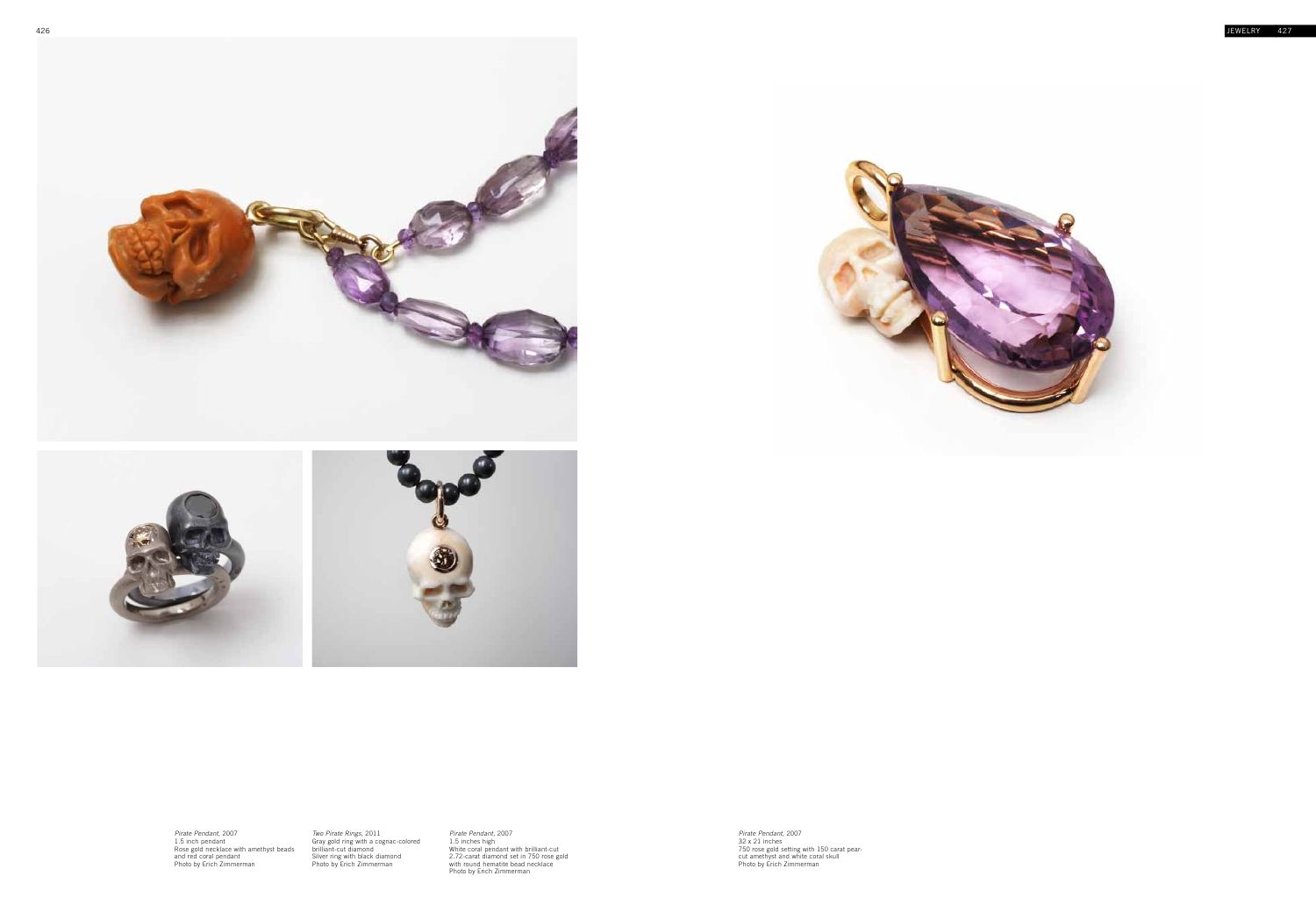*Pirate Pendant*, 2007
1.5 inch pendant
Rose gold necklace with amethyst beads and red coral pendant
Photo by Erich Zimmerman

*Two Pirate Rings*, 2011
Gray gold ring with a cognac-colored brilliant-cut diamond
Silver ring with black diamond
Photo by Erich Zimmerman

*Pirate Pendant*, 2007
1.5 inches high
White coral pendant with brilliant-cut 2.72-carat diamond set in 750 rose gold with round hematite bead necklace
Photo by Erich Zimmerman

*Pirate Pendant*, 2007
32 x 21 inches
750 rose gold setting with 150 carat pear-cut amethyst and white coral skull
Photo by Erich Zimmerman